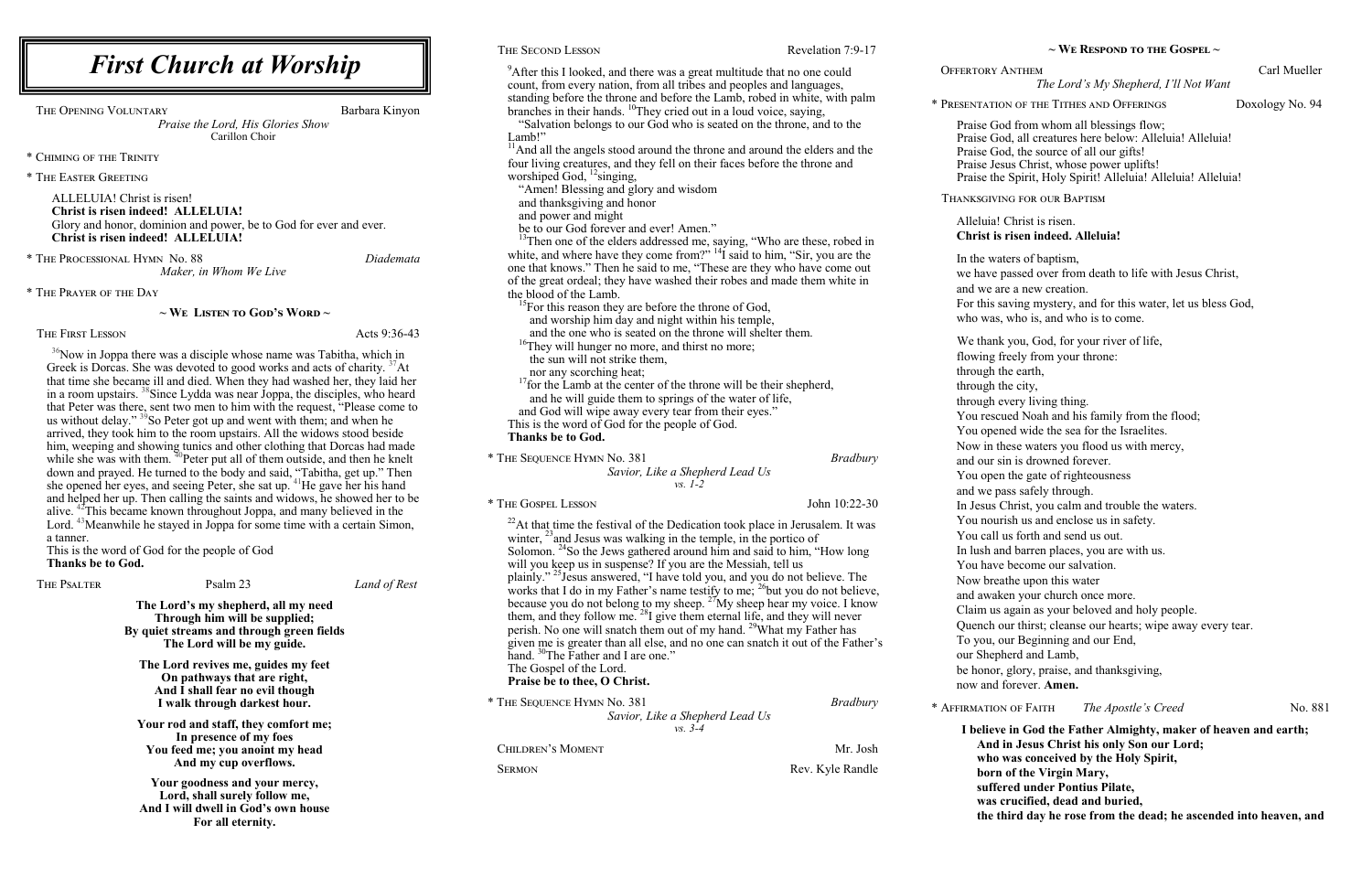# First Church at Worship

THE OPENING VOLUNTARY — Barbara Kinyon
*Praise the Lord, His Glories Show*
Carillon Choir

\* CHIMING OF THE TRINITY

\* THE EASTER GREETING

ALLELUIA! Christ is risen!
**Christ is risen indeed! ALLELUIA!**
Glory and honor, dominion and power, be to God for ever and ever.
**Christ is risen indeed! ALLELUIA!**

\* THE PROCESSIONAL HYMN No. 88 — *Diademata*
*Maker, in Whom We Live*

\* THE PRAYER OF THE DAY

## ~ WE LISTEN TO GOD'S WORD ~

THE FIRST LESSON — Acts 9:36-43

[36]Now in Joppa there was a disciple whose name was Tabitha, which in Greek is Dorcas. She was devoted to good works and acts of charity. [37]At that time she became ill and died. When they had washed her, they laid her in a room upstairs. [38]Since Lydda was near Joppa, the disciples, who heard that Peter was there, sent two men to him with the request, "Please come to us without delay." [39]So Peter got up and went with them; and when he arrived, they took him to the room upstairs. All the widows stood beside him, weeping and showing tunics and other clothing that Dorcas had made while she was with them. [40]Peter put all of them outside, and then he knelt down and prayed. He turned to the body and said, "Tabitha, get up." Then she opened her eyes, and seeing Peter, she sat up. [41]He gave her his hand and helped her up. Then calling the saints and widows, he showed her to be alive. [42]This became known throughout Joppa, and many believed in the Lord. [43]Meanwhile he stayed in Joppa for some time with a certain Simon, a tanner.
This is the word of God for the people of God
**Thanks be to God.**

THE PSALTER — Psalm 23 — *Land of Rest*

**The Lord's my shepherd, all my need**
**Through him will be supplied;**
**By quiet streams and through green fields**
**The Lord will be my guide.**

**The Lord revives me, guides my feet**
**On pathways that are right,**
**And I shall fear no evil though**
**I walk through darkest hour.**

**Your rod and staff, they comfort me;**
**In presence of my foes**
**You feed me; you anoint my head**
**And my cup overflows.**

**Your goodness and your mercy,**
**Lord, shall surely follow me,**
**And I will dwell in God's own house**
**For all eternity.**

THE SECOND LESSON — Revelation 7:9-17

[9]After this I looked, and there was a great multitude that no one could count, from every nation, from all tribes and peoples and languages, standing before the throne and before the Lamb, robed in white, with palm branches in their hands. [10]They cried out in a loud voice, saying,
"Salvation belongs to our God who is seated on the throne, and to the Lamb!"
[11]And all the angels stood around the throne and around the elders and the four living creatures, and they fell on their faces before the throne and worshiped God, [12]singing,
"Amen! Blessing and glory and wisdom
and thanksgiving and honor
and power and might
be to our God forever and ever! Amen."
[13]Then one of the elders addressed me, saying, "Who are these, robed in white, and where have they come from?" [14]I said to him, "Sir, you are the one that knows." Then he said to me, "These are they who have come out of the great ordeal; they have washed their robes and made them white in the blood of the Lamb.
[15]For this reason they are before the throne of God,
and worship him day and night within his temple,
and the one who is seated on the throne will shelter them.
[16]They will hunger no more, and thirst no more;
the sun will not strike them,
nor any scorching heat;
[17]for the Lamb at the center of the throne will be their shepherd,
and he will guide them to springs of the water of life,
and God will wipe away every tear from their eyes."
This is the word of God for the people of God.
**Thanks be to God.**

\* THE SEQUENCE HYMN No. 381 — *Bradbury*
*Savior, Like a Shepherd Lead Us*
*vs. 1-2*

\* THE GOSPEL LESSON — John 10:22-30

[22]At that time the festival of the Dedication took place in Jerusalem. It was winter, [23]and Jesus was walking in the temple, in the portico of Solomon. [24]So the Jews gathered around him and said to him, "How long will you keep us in suspense? If you are the Messiah, tell us plainly." [25]Jesus answered, "I have told you, and you do not believe. The works that I do in my Father's name testify to me; [26]but you do not believe, because you do not belong to my sheep. [27]My sheep hear my voice. I know them, and they follow me. [28]I give them eternal life, and they will never perish. No one will snatch them out of my hand. [29]What my Father has given me is greater than all else, and no one can snatch it out of the Father's hand. [30]The Father and I are one."
The Gospel of the Lord.
**Praise be to thee, O Christ.**

\* THE SEQUENCE HYMN No. 381 — *Bradbury*
*Savior, Like a Shepherd Lead Us*
*vs. 3-4*

CHILDREN'S MOMENT — Mr. Josh

SERMON — Rev. Kyle Randle

## ~ WE RESPOND TO THE GOSPEL ~

OFFERTORY ANTHEM — Carl Mueller
*The Lord's My Shepherd, I'll Not Want*

\* PRESENTATION OF THE TITHES AND OFFERINGS — Doxology No. 94

Praise God from whom all blessings flow;
Praise God, all creatures here below: Alleluia! Alleluia!
Praise God, the source of all our gifts!
Praise Jesus Christ, whose power uplifts!
Praise the Spirit, Holy Spirit! Alleluia! Alleluia! Alleluia!

THANKSGIVING FOR OUR BAPTISM

Alleluia! Christ is risen.
**Christ is risen indeed. Alleluia!**

In the waters of baptism,
we have passed over from death to life with Jesus Christ,
and we are a new creation.
For this saving mystery, and for this water, let us bless God,
who was, who is, and who is to come.

We thank you, God, for your river of life,
flowing freely from your throne:
through the earth,
through the city,
through every living thing.
You rescued Noah and his family from the flood;
You opened wide the sea for the Israelites.
Now in these waters you flood us with mercy,
and our sin is drowned forever.
You open the gate of righteousness
and we pass safely through.
In Jesus Christ, you calm and trouble the waters.
You nourish us and enclose us in safety.
You call us forth and send us out.
In lush and barren places, you are with us.
You have become our salvation.
Now breathe upon this water
and awaken your church once more.
Claim us again as your beloved and holy people.
Quench our thirst; cleanse our hearts; wipe away every tear.
To you, our Beginning and our End,
our Shepherd and Lamb,
be honor, glory, praise, and thanksgiving,
now and forever. **Amen.**

\* AFFIRMATION OF FAITH — *The Apostle's Creed* — No. 881

**I believe in God the Father Almighty, maker of heaven and earth;**
**And in Jesus Christ his only Son our Lord;**
**who was conceived by the Holy Spirit,**
**born of the Virgin Mary,**
**suffered under Pontius Pilate,**
**was crucified, dead and buried,**
**the third day he rose from the dead; he ascended into heaven, and**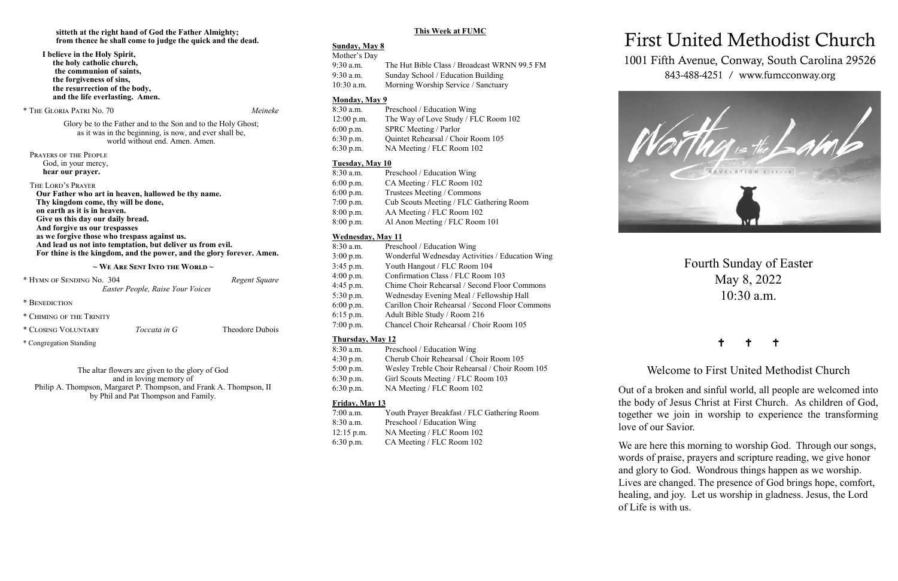**sitteth at the right hand of God the Father Almighty;**
**from thence he shall come to judge the quick and the dead.**

**I believe in the Holy Spirit,**
**the holy catholic church,**
**the communion of saints,**
**the forgiveness of sins,**
**the resurrection of the body,**
**and the life everlasting. Amen.**

\* THE GLORIA PATRI No. 70 *Meineke*

Glory be to the Father and to the Son and to the Holy Ghost;
as it was in the beginning, is now, and ever shall be,
world without end. Amen. Amen.

PRAYERS OF THE PEOPLE
God, in your mercy,
**hear our prayer.**

THE LORD'S PRAYER
**Our Father who art in heaven, hallowed be thy name.**
**Thy kingdom come, thy will be done,**
**on earth as it is in heaven.**
**Give us this day our daily bread.**
**And forgive us our trespasses**
**as we forgive those who trespass against us.**
**And lead us not into temptation, but deliver us from evil.**
**For thine is the kingdom, and the power, and the glory forever. Amen.**

**~ WE ARE SENT INTO THE WORLD ~**

\* HYMN OF SENDING No. 304 *Regent Square*
*Easter People, Raise Your Voices*

\* BENEDICTION

\* CHIMING OF THE TRINITY

\* CLOSING VOLUNTARY *Toccata in G* Theodore Dubois

\* Congregation Standing

The altar flowers are given to the glory of God
and in loving memory of
Philip A. Thompson, Margaret P. Thompson, and Frank A. Thompson, II
by Phil and Pat Thompson and Family.

**This Week at FUMC**

**Sunday, May 8**
Mother's Day

| | |
|---|---|
| 9:30 a.m. | The Hut Bible Class / Broadcast WRNN 99.5 FM |
| 9:30 a.m. | Sunday School / Education Building |
| 10:30 a.m. | Morning Worship Service / Sanctuary |

**Monday, May 9**

| | |
|---|---|
| 8:30 a.m. | Preschool / Education Wing |
| 12:00 p.m. | The Way of Love Study / FLC Room 102 |
| 6:00 p.m. | SPRC Meeting / Parlor |
| 6:30 p.m. | Quintet Rehearsal / Choir Room 105 |
| 6:30 p.m. | NA Meeting / FLC Room 102 |

**Tuesday, May 10**

| | |
|---|---|
| 8:30 a.m. | Preschool / Education Wing |
| 6:00 p.m. | CA Meeting / FLC Room 102 |
| 6:00 p.m. | Trustees Meeting / Commons |
| 7:00 p.m. | Cub Scouts Meeting / FLC Gathering Room |
| 8:00 p.m. | AA Meeting / FLC Room 102 |
| 8:00 p.m. | Al Anon Meeting / FLC Room 101 |

**Wednesday, May 11**

| | |
|---|---|
| 8:30 a.m. | Preschool / Education Wing |
| 3:00 p.m. | Wonderful Wednesday Activities / Education Wing |
| 3:45 p.m. | Youth Hangout / FLC Room 104 |
| 4:00 p.m. | Confirmation Class / FLC Room 103 |
| 4:45 p.m. | Chime Choir Rehearsal / Second Floor Commons |
| 5:30 p.m. | Wednesday Evening Meal / Fellowship Hall |
| 6:00 p.m. | Carillon Choir Rehearsal / Second Floor Commons |
| 6:15 p.m. | Adult Bible Study / Room 216 |
| 7:00 p.m. | Chancel Choir Rehearsal / Choir Room 105 |

**Thursday, May 12**

| | |
|---|---|
| 8:30 a.m. | Preschool / Education Wing |
| 4:30 p.m. | Cherub Choir Rehearsal / Choir Room 105 |
| 5:00 p.m. | Wesley Treble Choir Rehearsal / Choir Room 105 |
| 6:30 p.m. | Girl Scouts Meeting / FLC Room 103 |
| 6:30 p.m. | NA Meeting / FLC Room 102 |

**Friday, May 13**

| | |
|---|---|
| 7:00 a.m. | Youth Prayer Breakfast / FLC Gathering Room |
| 8:30 a.m. | Preschool / Education Wing |
| 12:15 p.m. | NA Meeting / FLC Room 102 |
| 6:30 p.m. | CA Meeting / FLC Room 102 |

# First United Methodist Church

1001 Fifth Avenue, Conway, South Carolina 29526
843-488-4251 / www.fumcconway.org

Worthy is the Lamb
REVELATION 5:11-14

Fourth Sunday of Easter
May 8, 2022
10:30 a.m.

✝ ✝ ✝

## Welcome to First United Methodist Church

Out of a broken and sinful world, all people are welcomed into the body of Jesus Christ at First Church. As children of God, together we join in worship to experience the transforming love of our Savior.

We are here this morning to worship God. Through our songs, words of praise, prayers and scripture reading, we give honor and glory to God. Wondrous things happen as we worship. Lives are changed. The presence of God brings hope, comfort, healing, and joy. Let us worship in gladness. Jesus, the Lord of Life is with us.